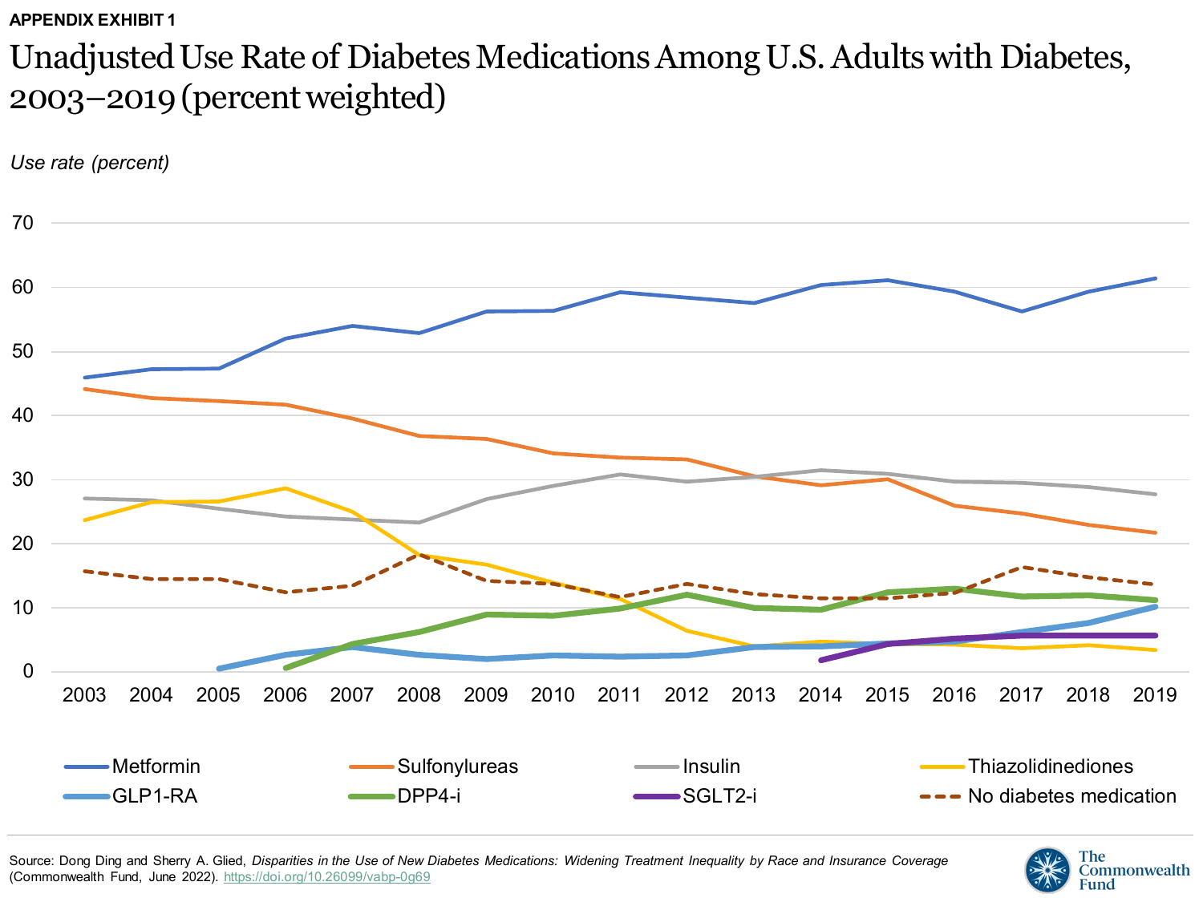APPENDIX EXHIBIT 1

# Unadjusted Use Rate of Diabetes Medications Among U.S. Adults with Diabetes, 2003–2019 (percent weighted)

*Use rate (percent)*

70
60
50
40
30
20
10
0

2003 2004 2005 2006 2007 2008 2009 2010 2011 2012 2013 2014 2015 2016 2017 2018 2019

Metformin — Sulfonylureas — Insulin — Thiazolidinediones — GLP1-RA — DPP4-i — SGLT2-i — No diabetes medication

Source: Dong Ding and Sherry A. Glied, *Disparities in the Use of New Diabetes Medications: Widening Treatment Inequality by Race and Insurance Coverage* (Commonwealth Fund, June 2022). https://doi.org/10.26099/vabp-0g69

The Commonwealth Fund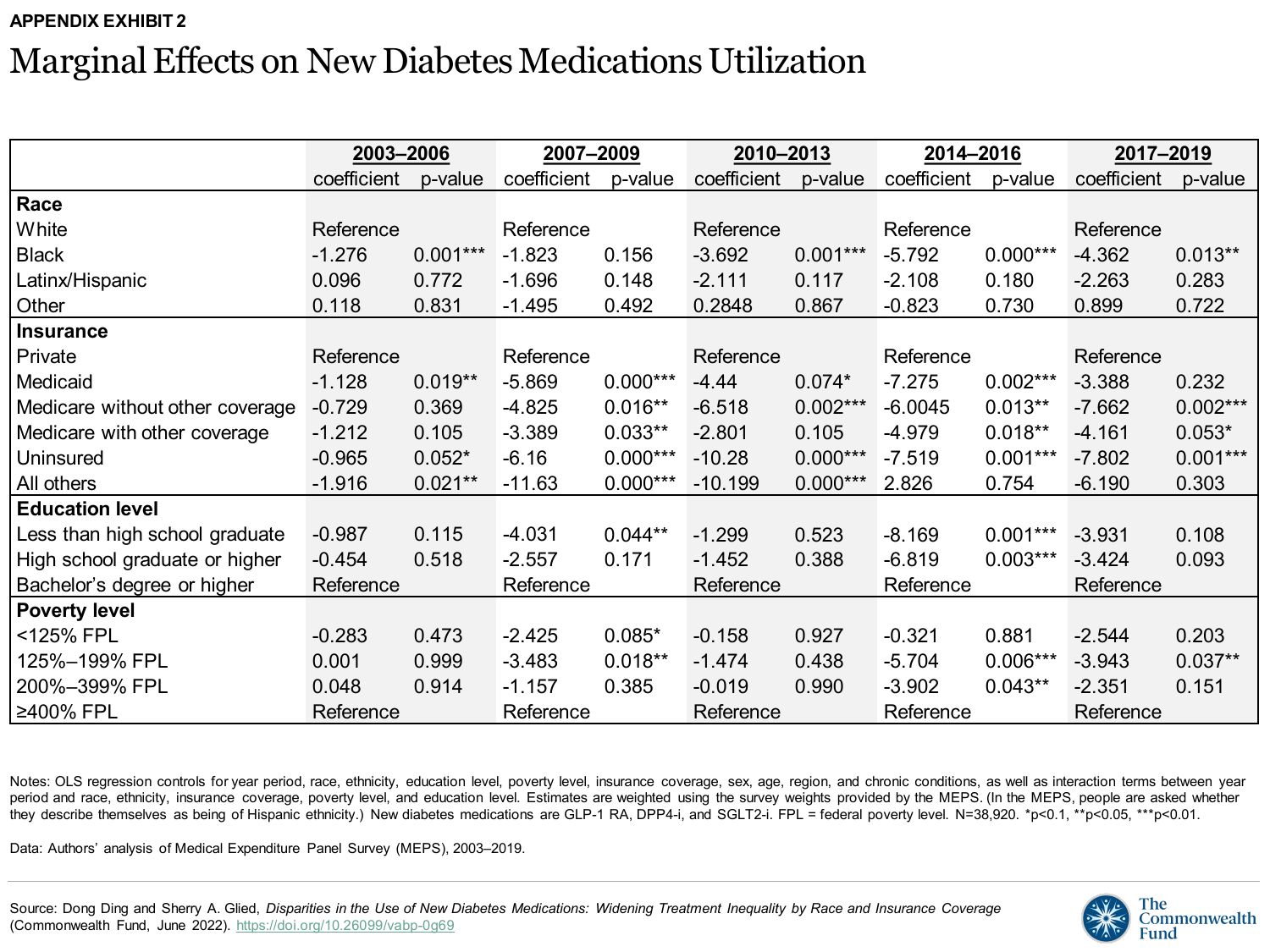**APPENDIX EXHIBIT 2**

# Marginal Effects on New Diabetes Medications Utilization

| | 2003–2006 | | 2007–2009 | | 2010–2013 | | 2014–2016 | | 2017–2019 | |
|---|---|---|---|---|---|---|---|---|---|---|
| | coefficient | p-value | coefficient | p-value | coefficient | p-value | coefficient | p-value | coefficient | p-value |
| **Race** | | | | | | | | | | |
| White | Reference | | Reference | | Reference | | Reference | | Reference | |
| Black | -1.276 | 0.001*** | -1.823 | 0.156 | -3.692 | 0.001*** | -5.792 | 0.000*** | -4.362 | 0.013** |
| Latinx/Hispanic | 0.096 | 0.772 | -1.696 | 0.148 | -2.111 | 0.117 | -2.108 | 0.180 | -2.263 | 0.283 |
| Other | 0.118 | 0.831 | -1.495 | 0.492 | 0.2848 | 0.867 | -0.823 | 0.730 | 0.899 | 0.722 |
| **Insurance** | | | | | | | | | | |
| Private | Reference | | Reference | | Reference | | Reference | | Reference | |
| Medicaid | -1.128 | 0.019** | -5.869 | 0.000*** | -4.44 | 0.074* | -7.275 | 0.002*** | -3.388 | 0.232 |
| Medicare without other coverage | -0.729 | 0.369 | -4.825 | 0.016** | -6.518 | 0.002*** | -6.0045 | 0.013** | -7.662 | 0.002*** |
| Medicare with other coverage | -1.212 | 0.105 | -3.389 | 0.033** | -2.801 | 0.105 | -4.979 | 0.018** | -4.161 | 0.053* |
| Uninsured | -0.965 | 0.052* | -6.16 | 0.000*** | -10.28 | 0.000*** | -7.519 | 0.001*** | -7.802 | 0.001*** |
| All others | -1.916 | 0.021** | -11.63 | 0.000*** | -10.199 | 0.000*** | 2.826 | 0.754 | -6.190 | 0.303 |
| **Education level** | | | | | | | | | | |
| Less than high school graduate | -0.987 | 0.115 | -4.031 | 0.044** | -1.299 | 0.523 | -8.169 | 0.001*** | -3.931 | 0.108 |
| High school graduate or higher | -0.454 | 0.518 | -2.557 | 0.171 | -1.452 | 0.388 | -6.819 | 0.003*** | -3.424 | 0.093 |
| Bachelor's degree or higher | Reference | | Reference | | Reference | | Reference | | Reference | |
| **Poverty level** | | | | | | | | | | |
| <125% FPL | -0.283 | 0.473 | -2.425 | 0.085* | -0.158 | 0.927 | -0.321 | 0.881 | -2.544 | 0.203 |
| 125%–199% FPL | 0.001 | 0.999 | -3.483 | 0.018** | -1.474 | 0.438 | -5.704 | 0.006*** | -3.943 | 0.037** |
| 200%–399% FPL | 0.048 | 0.914 | -1.157 | 0.385 | -0.019 | 0.990 | -3.902 | 0.043** | -2.351 | 0.151 |
| ≥400% FPL | Reference | | Reference | | Reference | | Reference | | Reference | |

Notes: OLS regression controls for year period, race, ethnicity, education level, poverty level, insurance coverage, sex, age, region, and chronic conditions, as well as interaction terms between year period and race, ethnicity, insurance coverage, poverty level, and education level. Estimates are weighted using the survey weights provided by the MEPS. (In the MEPS, people are asked whether they describe themselves as being of Hispanic ethnicity.) New diabetes medications are GLP-1 RA, DPP4-i, and SGLT2-i. FPL = federal poverty level. N=38,920. *p<0.1, **p<0.05, ***p<0.01.

Data: Authors' analysis of Medical Expenditure Panel Survey (MEPS), 2003–2019.

Source: Dong Ding and Sherry A. Glied, *Disparities in the Use of New Diabetes Medications: Widening Treatment Inequality by Race and Insurance Coverage* (Commonwealth Fund, June 2022). https://doi.org/10.26099/vabp-0g69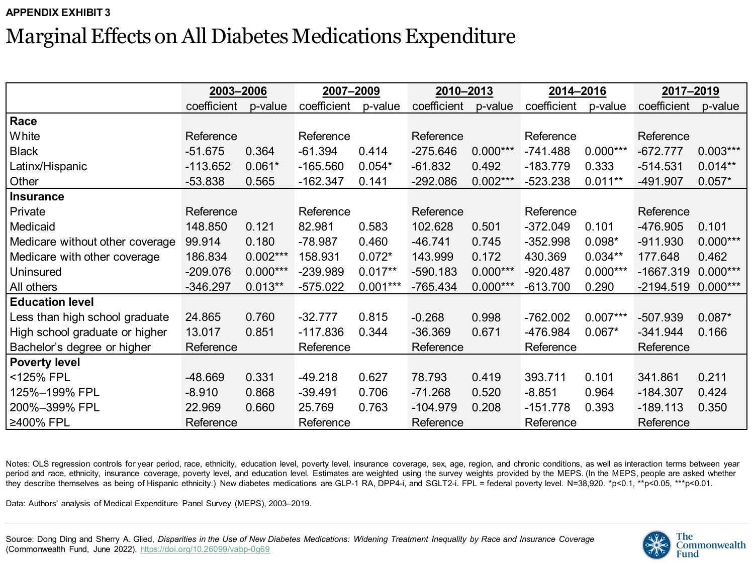**APPENDIX EXHIBIT 3**

# Marginal Effects on All Diabetes Medications Expenditure

| | 2003–2006 | | 2007–2009 | | 2010–2013 | | 2014–2016 | | 2017–2019 | |
|---|---|---|---|---|---|---|---|---|---|---|
| | coefficient | p-value | coefficient | p-value | coefficient | p-value | coefficient | p-value | coefficient | p-value |
| **Race** | | | | | | | | | | |
| White | Reference | | Reference | | Reference | | Reference | | Reference | |
| Black | -51.675 | 0.364 | -61.394 | 0.414 | -275.646 | 0.000*** | -741.488 | 0.000*** | -672.777 | 0.003*** |
| Latinx/Hispanic | -113.652 | 0.061* | -165.560 | 0.054* | -61.832 | 0.492 | -183.779 | 0.333 | -514.531 | 0.014** |
| Other | -53.838 | 0.565 | -162.347 | 0.141 | -292.086 | 0.002*** | -523.238 | 0.011** | -491.907 | 0.057* |
| **Insurance** | | | | | | | | | | |
| Private | Reference | | Reference | | Reference | | Reference | | Reference | |
| Medicaid | 148.850 | 0.121 | 82.981 | 0.583 | 102.628 | 0.501 | -372.049 | 0.101 | -476.905 | 0.101 |
| Medicare without other coverage | 99.914 | 0.180 | -78.987 | 0.460 | -46.741 | 0.745 | -352.998 | 0.098* | -911.930 | 0.000*** |
| Medicare with other coverage | 186.834 | 0.002*** | 158.931 | 0.072* | 143.999 | 0.172 | 430.369 | 0.034** | 177.648 | 0.462 |
| Uninsured | -209.076 | 0.000*** | -239.989 | 0.017** | -590.183 | 0.000*** | -920.487 | 0.000*** | -1667.319 | 0.000*** |
| All others | -346.297 | 0.013** | -575.022 | 0.001*** | -765.434 | 0.000*** | -613.700 | 0.290 | -2194.519 | 0.000*** |
| **Education level** | | | | | | | | | | |
| Less than high school graduate | 24.865 | 0.760 | -32.777 | 0.815 | -0.268 | 0.998 | -762.002 | 0.007*** | -507.939 | 0.087* |
| High school graduate or higher | 13.017 | 0.851 | -117.836 | 0.344 | -36.369 | 0.671 | -476.984 | 0.067* | -341.944 | 0.166 |
| Bachelor's degree or higher | Reference | | Reference | | Reference | | Reference | | Reference | |
| **Poverty level** | | | | | | | | | | |
| <125% FPL | -48.669 | 0.331 | -49.218 | 0.627 | 78.793 | 0.419 | 393.711 | 0.101 | 341.861 | 0.211 |
| 125%–199% FPL | -8.910 | 0.868 | -39.491 | 0.706 | -71.268 | 0.520 | -8.851 | 0.964 | -184.307 | 0.424 |
| 200%–399% FPL | 22.969 | 0.660 | 25.769 | 0.763 | -104.979 | 0.208 | -151.778 | 0.393 | -189.113 | 0.350 |
| ≥400% FPL | Reference | | Reference | | Reference | | Reference | | Reference | |

Notes: OLS regression controls for year period, race, ethnicity, education level, poverty level, insurance coverage, sex, age, region, and chronic conditions, as well as interaction terms between year period and race, ethnicity, insurance coverage, poverty level, and education level. Estimates are weighted using the survey weights provided by the MEPS. (In the MEPS, people are asked whether they describe themselves as being of Hispanic ethnicity.) New diabetes medications are GLP-1 RA, DPP4-i, and SGLT2-i. FPL = federal poverty level. N=38,920. *p<0.1, **p<0.05, ***p<0.01.

Data: Authors' analysis of Medical Expenditure Panel Survey (MEPS), 2003–2019.

Source: Dong Ding and Sherry A. Glied, *Disparities in the Use of New Diabetes Medications: Widening Treatment Inequality by Race and Insurance Coverage* (Commonwealth Fund, June 2022). https://doi.org/10.26099/vabp-0g69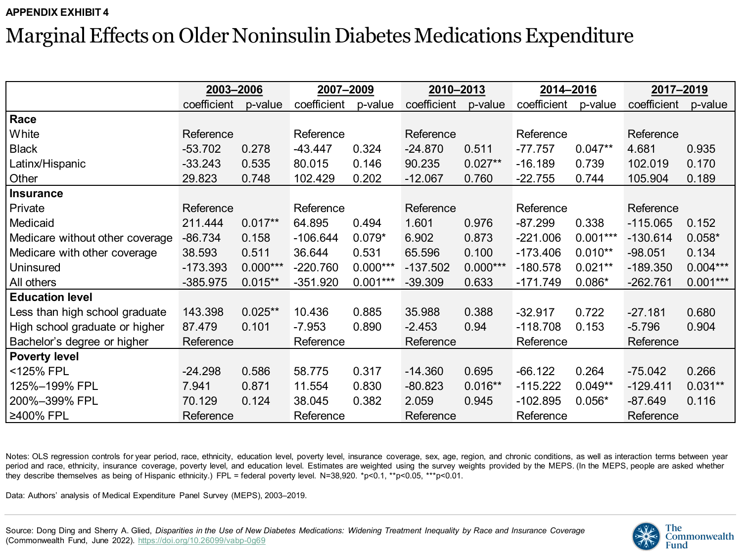**APPENDIX EXHIBIT 4**

# Marginal Effects on Older Noninsulin Diabetes Medications Expenditure

| | 2003–2006 | | 2007–2009 | | 2010–2013 | | 2014–2016 | | 2017–2019 | |
|---|---|---|---|---|---|---|---|---|---|---|
| | coefficient | p-value | coefficient | p-value | coefficient | p-value | coefficient | p-value | coefficient | p-value |
| **Race** | | | | | | | | | | |
| White | Reference | | Reference | | Reference | | Reference | | Reference | |
| Black | -53.702 | 0.278 | -43.447 | 0.324 | -24.870 | 0.511 | -77.757 | 0.047** | 4.681 | 0.935 |
| Latinx/Hispanic | -33.243 | 0.535 | 80.015 | 0.146 | 90.235 | 0.027** | -16.189 | 0.739 | 102.019 | 0.170 |
| Other | 29.823 | 0.748 | 102.429 | 0.202 | -12.067 | 0.760 | -22.755 | 0.744 | 105.904 | 0.189 |
| **Insurance** | | | | | | | | | | |
| Private | Reference | | Reference | | Reference | | Reference | | Reference | |
| Medicaid | 211.444 | 0.017** | 64.895 | 0.494 | 1.601 | 0.976 | -87.299 | 0.338 | -115.065 | 0.152 |
| Medicare without other coverage | -86.734 | 0.158 | -106.644 | 0.079* | 6.902 | 0.873 | -221.006 | 0.001*** | -130.614 | 0.058* |
| Medicare with other coverage | 38.593 | 0.511 | 36.644 | 0.531 | 65.596 | 0.100 | -173.406 | 0.010** | -98.051 | 0.134 |
| Uninsured | -173.393 | 0.000*** | -220.760 | 0.000*** | -137.502 | 0.000*** | -180.578 | 0.021** | -189.350 | 0.004*** |
| All others | -385.975 | 0.015** | -351.920 | 0.001*** | -39.309 | 0.633 | -171.749 | 0.086* | -262.761 | 0.001*** |
| **Education level** | | | | | | | | | | |
| Less than high school graduate | 143.398 | 0.025** | 10.436 | 0.885 | 35.988 | 0.388 | -32.917 | 0.722 | -27.181 | 0.680 |
| High school graduate or higher | 87.479 | 0.101 | -7.953 | 0.890 | -2.453 | 0.94 | -118.708 | 0.153 | -5.796 | 0.904 |
| Bachelor's degree or higher | Reference | | Reference | | Reference | | Reference | | Reference | |
| **Poverty level** | | | | | | | | | | |
| <125% FPL | -24.298 | 0.586 | 58.775 | 0.317 | -14.360 | 0.695 | -66.122 | 0.264 | -75.042 | 0.266 |
| 125%–199% FPL | 7.941 | 0.871 | 11.554 | 0.830 | -80.823 | 0.016** | -115.222 | 0.049** | -129.411 | 0.031** |
| 200%–399% FPL | 70.129 | 0.124 | 38.045 | 0.382 | 2.059 | 0.945 | -102.895 | 0.056* | -87.649 | 0.116 |
| ≥400% FPL | Reference | | Reference | | Reference | | Reference | | Reference | |

Notes: OLS regression controls for year period, race, ethnicity, education level, poverty level, insurance coverage, sex, age, region, and chronic conditions, as well as interaction terms between year period and race, ethnicity, insurance coverage, poverty level, and education level. Estimates are weighted using the survey weights provided by the MEPS. (In the MEPS, people are asked whether they describe themselves as being of Hispanic ethnicity.) FPL = federal poverty level. N=38,920. *p<0.1, **p<0.05, ***p<0.01.

Data: Authors' analysis of Medical Expenditure Panel Survey (MEPS), 2003–2019.

Source: Dong Ding and Sherry A. Glied, *Disparities in the Use of New Diabetes Medications: Widening Treatment Inequality by Race and Insurance Coverage* (Commonwealth Fund, June 2022). https://doi.org/10.26099/vabp-0g69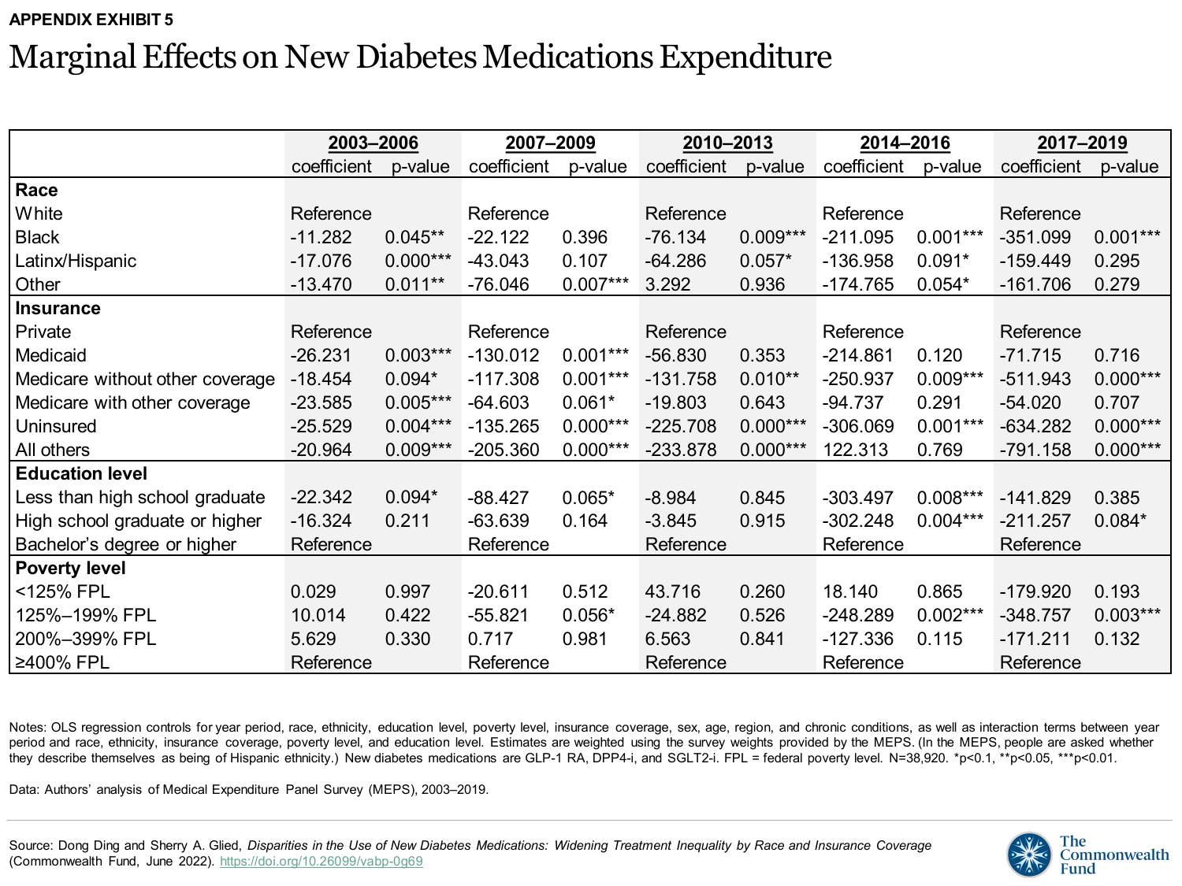APPENDIX EXHIBIT 5

# Marginal Effects on New Diabetes Medications Expenditure

| | 2003–2006 | | 2007–2009 | | 2010–2013 | | 2014–2016 | | 2017–2019 | |
|---|---|---|---|---|---|---|---|---|---|---|
| | coefficient | p-value | coefficient | p-value | coefficient | p-value | coefficient | p-value | coefficient | p-value |
| **Race** | | | | | | | | | | |
| White | Reference | | Reference | | Reference | | Reference | | Reference | |
| Black | -11.282 | 0.045** | -22.122 | 0.396 | -76.134 | 0.009*** | -211.095 | 0.001*** | -351.099 | 0.001*** |
| Latinx/Hispanic | -17.076 | 0.000*** | -43.043 | 0.107 | -64.286 | 0.057* | -136.958 | 0.091* | -159.449 | 0.295 |
| Other | -13.470 | 0.011** | -76.046 | 0.007*** | 3.292 | 0.936 | -174.765 | 0.054* | -161.706 | 0.279 |
| **Insurance** | | | | | | | | | | |
| Private | Reference | | Reference | | Reference | | Reference | | Reference | |
| Medicaid | -26.231 | 0.003*** | -130.012 | 0.001*** | -56.830 | 0.353 | -214.861 | 0.120 | -71.715 | 0.716 |
| Medicare without other coverage | -18.454 | 0.094* | -117.308 | 0.001*** | -131.758 | 0.010** | -250.937 | 0.009*** | -511.943 | 0.000*** |
| Medicare with other coverage | -23.585 | 0.005*** | -64.603 | 0.061* | -19.803 | 0.643 | -94.737 | 0.291 | -54.020 | 0.707 |
| Uninsured | -25.529 | 0.004*** | -135.265 | 0.000*** | -225.708 | 0.000*** | -306.069 | 0.001*** | -634.282 | 0.000*** |
| All others | -20.964 | 0.009*** | -205.360 | 0.000*** | -233.878 | 0.000*** | 122.313 | 0.769 | -791.158 | 0.000*** |
| **Education level** | | | | | | | | | | |
| Less than high school graduate | -22.342 | 0.094* | -88.427 | 0.065* | -8.984 | 0.845 | -303.497 | 0.008*** | -141.829 | 0.385 |
| High school graduate or higher | -16.324 | 0.211 | -63.639 | 0.164 | -3.845 | 0.915 | -302.248 | 0.004*** | -211.257 | 0.084* |
| Bachelor's degree or higher | Reference | | Reference | | Reference | | Reference | | Reference | |
| **Poverty level** | | | | | | | | | | |
| <125% FPL | 0.029 | 0.997 | -20.611 | 0.512 | 43.716 | 0.260 | 18.140 | 0.865 | -179.920 | 0.193 |
| 125%–199% FPL | 10.014 | 0.422 | -55.821 | 0.056* | -24.882 | 0.526 | -248.289 | 0.002*** | -348.757 | 0.003*** |
| 200%–399% FPL | 5.629 | 0.330 | 0.717 | 0.981 | 6.563 | 0.841 | -127.336 | 0.115 | -171.211 | 0.132 |
| ≥400% FPL | Reference | | Reference | | Reference | | Reference | | Reference | |

Notes: OLS regression controls for year period, race, ethnicity, education level, poverty level, insurance coverage, sex, age, region, and chronic conditions, as well as interaction terms between year period and race, ethnicity, insurance coverage, poverty level, and education level. Estimates are weighted using the survey weights provided by the MEPS. (In the MEPS, people are asked whether they describe themselves as being of Hispanic ethnicity.) New diabetes medications are GLP-1 RA, DPP4-i, and SGLT2-i. FPL = federal poverty level. N=38,920. *p<0.1, **p<0.05, ***p<0.01.

Data: Authors' analysis of Medical Expenditure Panel Survey (MEPS), 2003–2019.

Source: Dong Ding and Sherry A. Glied, *Disparities in the Use of New Diabetes Medications: Widening Treatment Inequality by Race and Insurance Coverage* (Commonwealth Fund, June 2022). https://doi.org/10.26099/vabp-0g69

The Commonwealth Fund